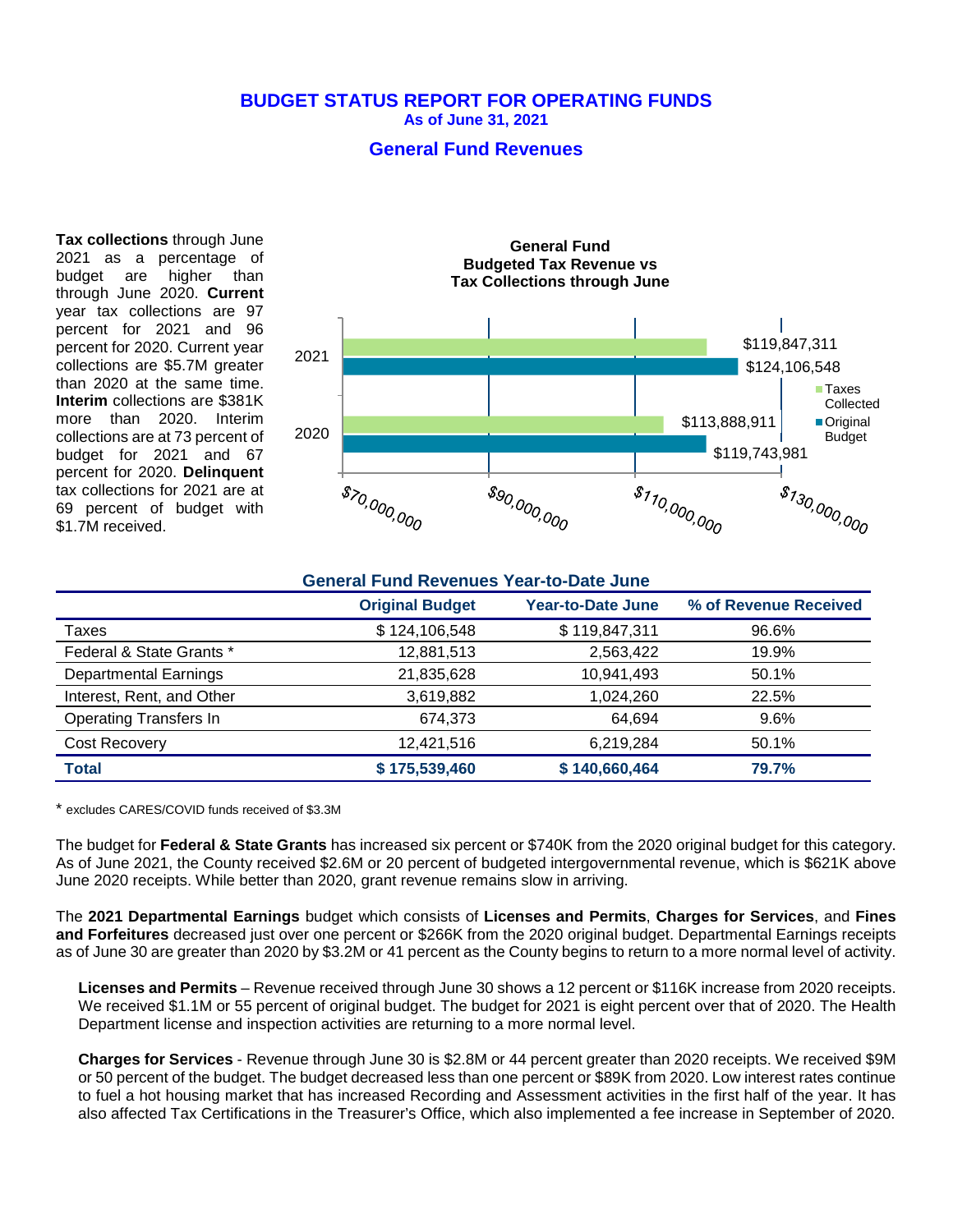# BUDGET STATUS REPORT FOR OPERATING FUNDS

**As of June 31, 2021**

## General Fund Revenues

**Tax collections** through June 2021 as a percentage of budget are higher than through June 2020. **Current** year tax collections are 97 percent for 2021 and 96 percent for 2020. Current year collections are $5.7M greater than 2020 at the same time. **Interim** collections are $381K more than 2020. Interim collections are at 73 percent of budget for 2021 and 67 percent for 2020. **Delinquent** tax collections for 2021 are at 69 percent of budget with $1.7M received.

**General Fund Budgeted Tax Revenue vs Tax Collections through June**

| Year | Taxes Collected | Original Budget |
|---|---|---|
| 2021 | $119,847,311 | $124,106,548 |
| 2020 | $113,888,911 | $119,743,981 |

### General Fund Revenues Year-to-Date June

| | Original Budget | Year-to-Date June | % of Revenue Received |
|---|---|---|---|
| Taxes | $ 124,106,548 | $ 119,847,311 | 96.6% |
| Federal & State Grants * | 12,881,513 | 2,563,422 | 19.9% |
| Departmental Earnings | 21,835,628 | 10,941,493 | 50.1% |
| Interest, Rent, and Other | 3,619,882 | 1,024,260 | 22.5% |
| Operating Transfers In | 674,373 | 64,694 | 9.6% |
| Cost Recovery | 12,421,516 | 6,219,284 | 50.1% |
| **Total** | **$ 175,539,460** | **$ 140,660,464** | **79.7%** |

* excludes CARES/COVID funds received of $3.3M

The budget for **Federal & State Grants** has increased six percent or $740K from the 2020 original budget for this category. As of June 2021, the County received $2.6M or 20 percent of budgeted intergovernmental revenue, which is $621K above June 2020 receipts. While better than 2020, grant revenue remains slow in arriving.

The **2021 Departmental Earnings** budget which consists of **Licenses and Permits**, **Charges for Services**, and **Fines and Forfeitures** decreased just over one percent or $266K from the 2020 original budget. Departmental Earnings receipts as of June 30 are greater than 2020 by $3.2M or 41 percent as the County begins to return to a more normal level of activity.

**Licenses and Permits** – Revenue received through June 30 shows a 12 percent or $116K increase from 2020 receipts. We received $1.1M or 55 percent of original budget. The budget for 2021 is eight percent over that of 2020. The Health Department license and inspection activities are returning to a more normal level.

**Charges for Services** - Revenue through June 30 is $2.8M or 44 percent greater than 2020 receipts. We received $9M or 50 percent of the budget. The budget decreased less than one percent or $89K from 2020. Low interest rates continue to fuel a hot housing market that has increased Recording and Assessment activities in the first half of the year. It has also affected Tax Certifications in the Treasurer's Office, which also implemented a fee increase in September of 2020.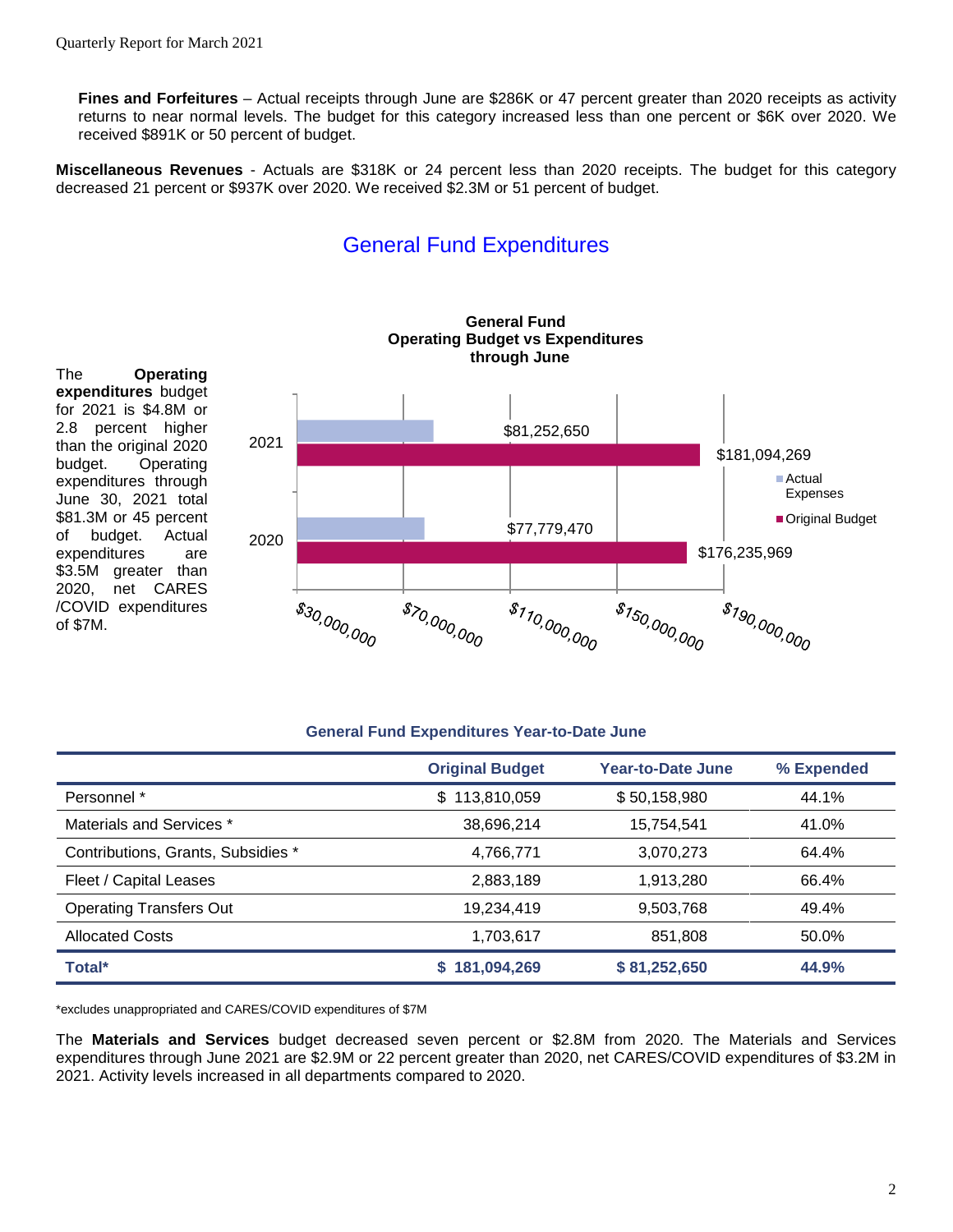**Fines and Forfeitures** – Actual receipts through June are $286K or 47 percent greater than 2020 receipts as activity returns to near normal levels. The budget for this category increased less than one percent or $6K over 2020. We received $891K or 50 percent of budget.

**Miscellaneous Revenues** - Actuals are $318K or 24 percent less than 2020 receipts. The budget for this category decreased 21 percent or $937K over 2020. We received $2.3M or 51 percent of budget.

## General Fund Expenditures

The **Operating expenditures** budget for 2021 is $4.8M or 2.8 percent higher than the original 2020 budget. Operating expenditures through June 30, 2021 total $81.3M or 45 percent of budget. Actual expenditures are $3.5M greater than 2020, net CARES /COVID expenditures of $7M.

**General Fund Operating Budget vs Expenditures through June**

| Year | Actual Expenses | Original Budget |
|---|---|---|
| 2021 | $81,252,650 | $181,094,269 |
| 2020 | $77,779,470 | $176,235,969 |

**General Fund Expenditures Year-to-Date June**

| | Original Budget | Year-to-Date June | % Expended |
|---|---|---|---|
| Personnel * | $ 113,810,059 | $ 50,158,980 | 44.1% |
| Materials and Services * | 38,696,214 | 15,754,541 | 41.0% |
| Contributions, Grants, Subsidies * | 4,766,771 | 3,070,273 | 64.4% |
| Fleet / Capital Leases | 2,883,189 | 1,913,280 | 66.4% |
| Operating Transfers Out | 19,234,419 | 9,503,768 | 49.4% |
| Allocated Costs | 1,703,617 | 851,808 | 50.0% |
| **Total*** | **$ 181,094,269** | **$ 81,252,650** | **44.9%** |

*excludes unappropriated and CARES/COVID expenditures of $7M

The **Materials and Services** budget decreased seven percent or $2.8M from 2020. The Materials and Services expenditures through June 2021 are $2.9M or 22 percent greater than 2020, net CARES/COVID expenditures of $3.2M in 2021. Activity levels increased in all departments compared to 2020.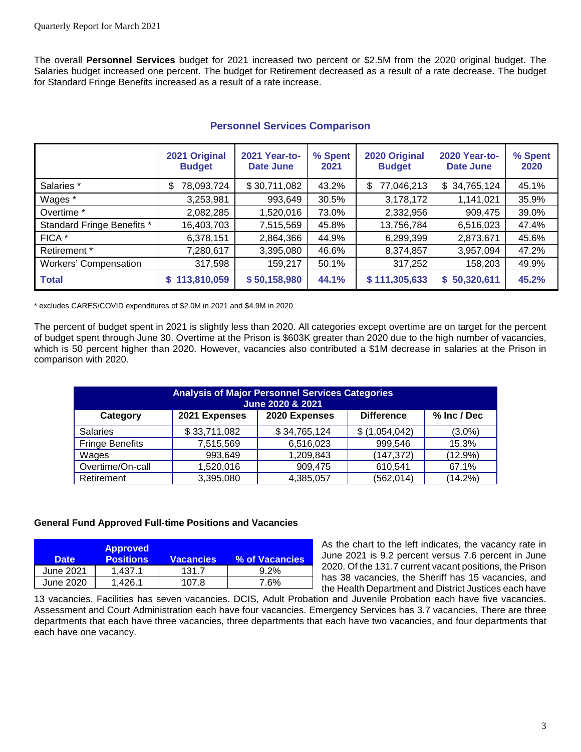The overall **Personnel Services** budget for 2021 increased two percent or $2.5M from the 2020 original budget. The Salaries budget increased one percent. The budget for Retirement decreased as a result of a rate decrease. The budget for Standard Fringe Benefits increased as a result of a rate increase.

### Personnel Services Comparison

| | 2021 Original Budget | 2021 Year-to-Date June | % Spent 2021 | 2020 Original Budget | 2020 Year-to-Date June | % Spent 2020 |
|---|---|---|---|---|---|---|
| Salaries * | $ 78,093,724 | $ 30,711,082 | 43.2% | $ 77,046,213 | $ 34,765,124 | 45.1% |
| Wages * | 3,253,981 | 993,649 | 30.5% | 3,178,172 | 1,141,021 | 35.9% |
| Overtime * | 2,082,285 | 1,520,016 | 73.0% | 2,332,956 | 909,475 | 39.0% |
| Standard Fringe Benefits * | 16,403,703 | 7,515,569 | 45.8% | 13,756,784 | 6,516,023 | 47.4% |
| FICA * | 6,378,151 | 2,864,366 | 44.9% | 6,299,399 | 2,873,671 | 45.6% |
| Retirement * | 7,280,617 | 3,395,080 | 46.6% | 8,374,857 | 3,957,094 | 47.2% |
| Workers' Compensation | 317,598 | 159,217 | 50.1% | 317,252 | 158,203 | 49.9% |
| **Total** | **$ 113,810,059** | **$ 50,158,980** | **44.1%** | **$ 111,305,633** | **$ 50,320,611** | **45.2%** |

* excludes CARES/COVID expenditures of $2.0M in 2021 and $4.9M in 2020

The percent of budget spent in 2021 is slightly less than 2020. All categories except overtime are on target for the percent of budget spent through June 30. Overtime at the Prison is $603K greater than 2020 due to the high number of vacancies, which is 50 percent higher than 2020. However, vacancies also contributed a $1M decrease in salaries at the Prison in comparison with 2020.

| Analysis of Major Personnel Services Categories June 2020 & 2021 | | | | |
|---|---|---|---|---|
| **Category** | **2021 Expenses** | **2020 Expenses** | **Difference** | **% Inc / Dec** |
| Salaries | $ 33,711,082 | $ 34,765,124 | $ (1,054,042) | (3.0%) |
| Fringe Benefits | 7,515,569 | 6,516,023 | 999,546 | 15.3% |
| Wages | 993,649 | 1,209,843 | (147,372) | (12.9%) |
| Overtime/On-call | 1,520,016 | 909,475 | 610,541 | 67.1% |
| Retirement | 3,395,080 | 4,385,057 | (562,014) | (14.2%) |

**General Fund Approved Full-time Positions and Vacancies**

| Date | Approved Positions | Vacancies | % of Vacancies |
|---|---|---|---|
| June 2021 | 1,437.1 | 131.7 | 9.2% |
| June 2020 | 1,426.1 | 107.8 | 7.6% |

As the chart to the left indicates, the vacancy rate in June 2021 is 9.2 percent versus 7.6 percent in June 2020. Of the 131.7 current vacant positions, the Prison has 38 vacancies, the Sheriff has 15 vacancies, and the Health Department and District Justices each have 13 vacancies. Facilities has seven vacancies. DCIS, Adult Probation and Juvenile Probation each have five vacancies. Assessment and Court Administration each have four vacancies. Emergency Services has 3.7 vacancies. There are three departments that each have three vacancies, three departments that each have two vacancies, and four departments that each have one vacancy.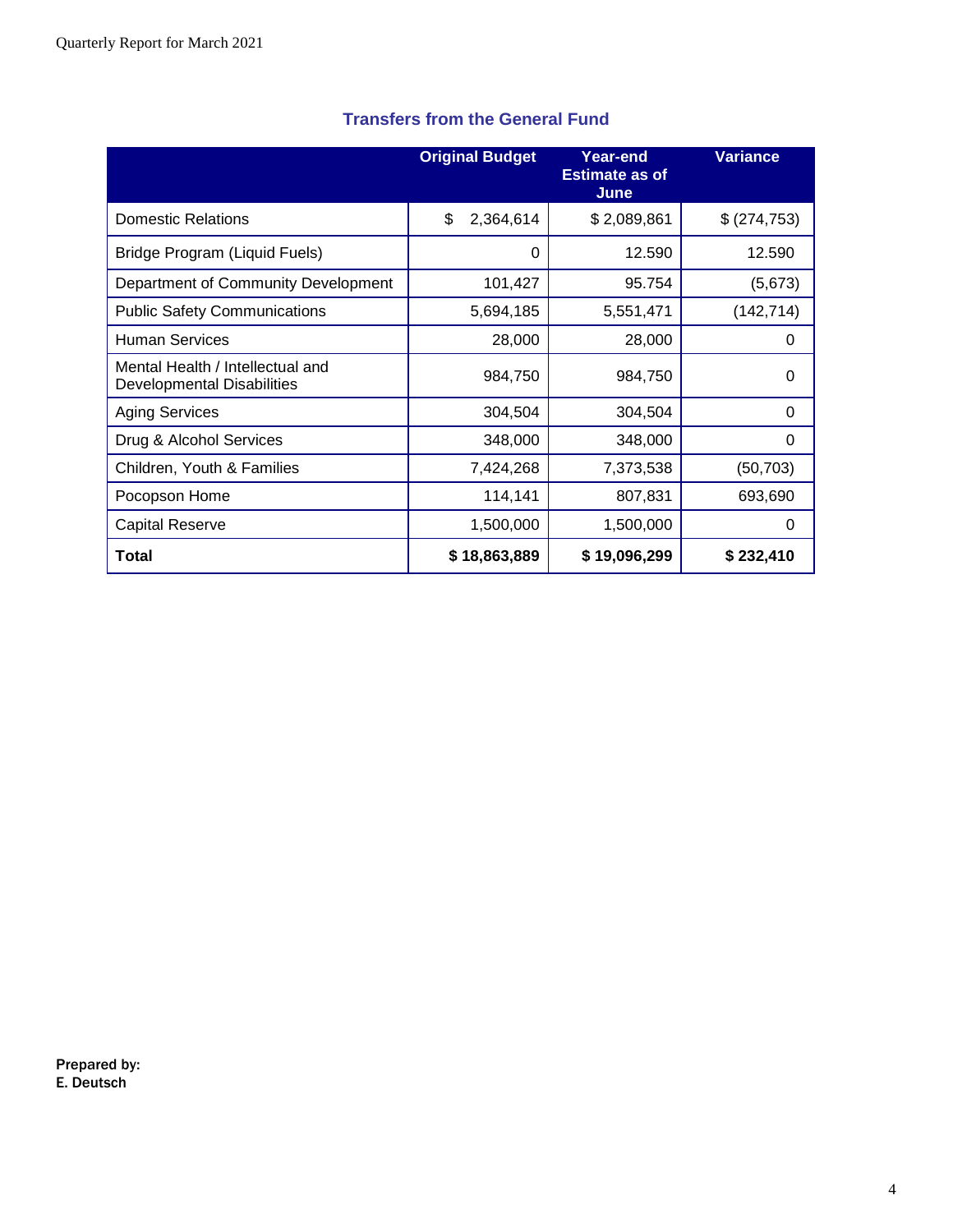## Transfers from the General Fund

| | Original Budget | Year-end Estimate as of June | Variance |
|---|---|---|---|
| Domestic Relations | $ 2,364,614 | $ 2,089,861 | $ (274,753) |
| Bridge Program (Liquid Fuels) | 0 | 12.590 | 12.590 |
| Department of Community Development | 101,427 | 95.754 | (5,673) |
| Public Safety Communications | 5,694,185 | 5,551,471 | (142,714) |
| Human Services | 28,000 | 28,000 | 0 |
| Mental Health / Intellectual and Developmental Disabilities | 984,750 | 984,750 | 0 |
| Aging Services | 304,504 | 304,504 | 0 |
| Drug & Alcohol Services | 348,000 | 348,000 | 0 |
| Children, Youth & Families | 7,424,268 | 7,373,538 | (50,703) |
| Pocopson Home | 114,141 | 807,831 | 693,690 |
| Capital Reserve | 1,500,000 | 1,500,000 | 0 |
| **Total** | **$ 18,863,889** | **$ 19,096,299** | **$ 232,410** |

**Prepared by:**
**E. Deutsch**